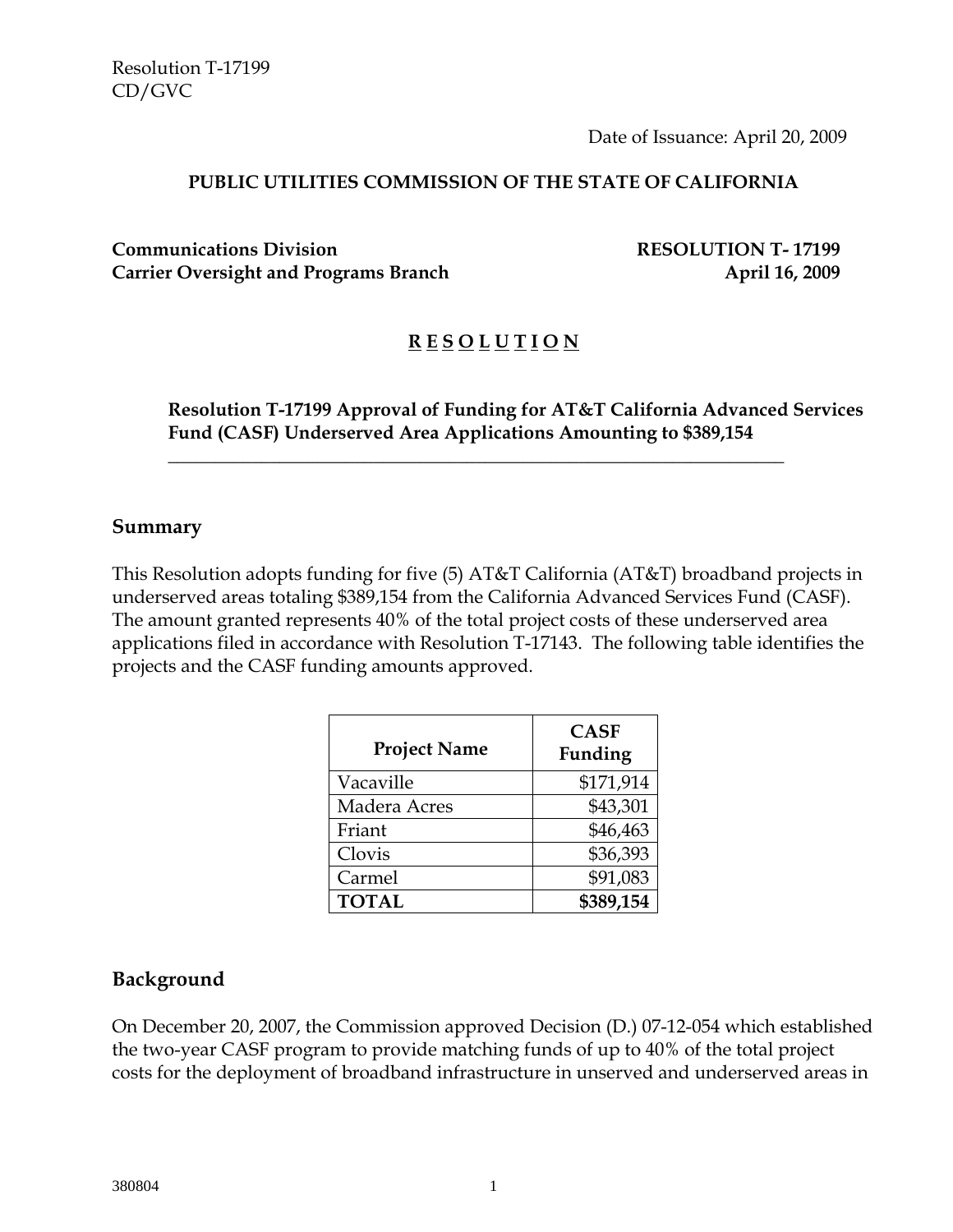Resolution T-17199
CD/GVC

Date of Issuance: April 20, 2009

**PUBLIC UTILITIES COMMISSION OF THE STATE OF CALIFORNIA**

**Communications Division** **RESOLUTION T- 17199**
**Carrier Oversight and Programs Branch** **April 16, 2009**

# R E S O L U T I O N

**Resolution T-17199 Approval of Funding for AT&T California Advanced Services Fund (CASF) Underserved Area Applications Amounting to $389,154**

---

## Summary

This Resolution adopts funding for five (5) AT&T California (AT&T) broadband projects in underserved areas totaling $389,154 from the California Advanced Services Fund (CASF). The amount granted represents 40% of the total project costs of these underserved area applications filed in accordance with Resolution T-17143. The following table identifies the projects and the CASF funding amounts approved.

| Project Name | CASF Funding |
|---|---:|
| Vacaville | $171,914 |
| Madera Acres | $43,301 |
| Friant | $46,463 |
| Clovis | $36,393 |
| Carmel | $91,083 |
| **TOTAL** | **$389,154** |

## Background

On December 20, 2007, the Commission approved Decision (D.) 07-12-054 which established the two-year CASF program to provide matching funds of up to 40% of the total project costs for the deployment of broadband infrastructure in unserved and underserved areas in

380804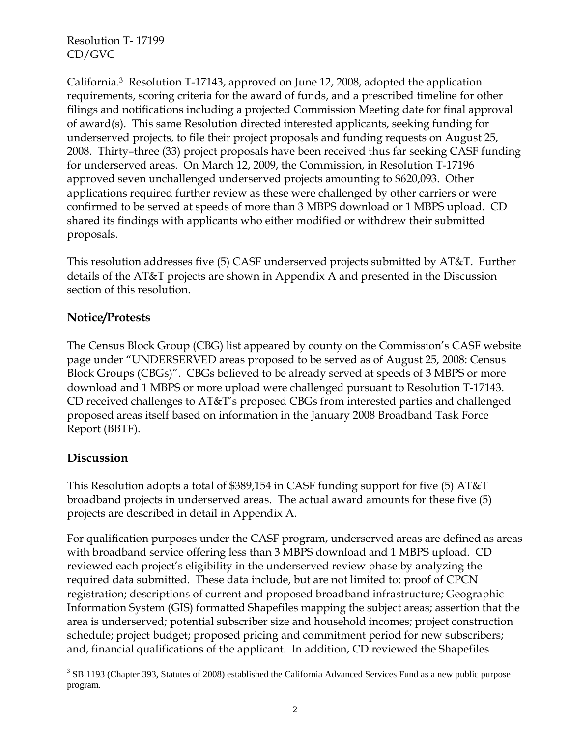California.[3] Resolution T-17143, approved on June 12, 2008, adopted the application requirements, scoring criteria for the award of funds, and a prescribed timeline for other filings and notifications including a projected Commission Meeting date for final approval of award(s). This same Resolution directed interested applicants, seeking funding for underserved projects, to file their project proposals and funding requests on August 25, 2008. Thirty–three (33) project proposals have been received thus far seeking CASF funding for underserved areas. On March 12, 2009, the Commission, in Resolution T-17196 approved seven unchallenged underserved projects amounting to $620,093. Other applications required further review as these were challenged by other carriers or were confirmed to be served at speeds of more than 3 MBPS download or 1 MBPS upload. CD shared its findings with applicants who either modified or withdrew their submitted proposals.

This resolution addresses five (5) CASF underserved projects submitted by AT&T. Further details of the AT&T projects are shown in Appendix A and presented in the Discussion section of this resolution.

## Notice/Protests

The Census Block Group (CBG) list appeared by county on the Commission's CASF website page under "UNDERSERVED areas proposed to be served as of August 25, 2008: Census Block Groups (CBGs)". CBGs believed to be already served at speeds of 3 MBPS or more download and 1 MBPS or more upload were challenged pursuant to Resolution T-17143. CD received challenges to AT&T's proposed CBGs from interested parties and challenged proposed areas itself based on information in the January 2008 Broadband Task Force Report (BBTF).

## Discussion

This Resolution adopts a total of $389,154 in CASF funding support for five (5) AT&T broadband projects in underserved areas. The actual award amounts for these five (5) projects are described in detail in Appendix A.

For qualification purposes under the CASF program, underserved areas are defined as areas with broadband service offering less than 3 MBPS download and 1 MBPS upload. CD reviewed each project's eligibility in the underserved review phase by analyzing the required data submitted. These data include, but are not limited to: proof of CPCN registration; descriptions of current and proposed broadband infrastructure; Geographic Information System (GIS) formatted Shapefiles mapping the subject areas; assertion that the area is underserved; potential subscriber size and household incomes; project construction schedule; project budget; proposed pricing and commitment period for new subscribers; and, financial qualifications of the applicant. In addition, CD reviewed the Shapefiles

[3] SB 1193 (Chapter 393, Statutes of 2008) established the California Advanced Services Fund as a new public purpose program.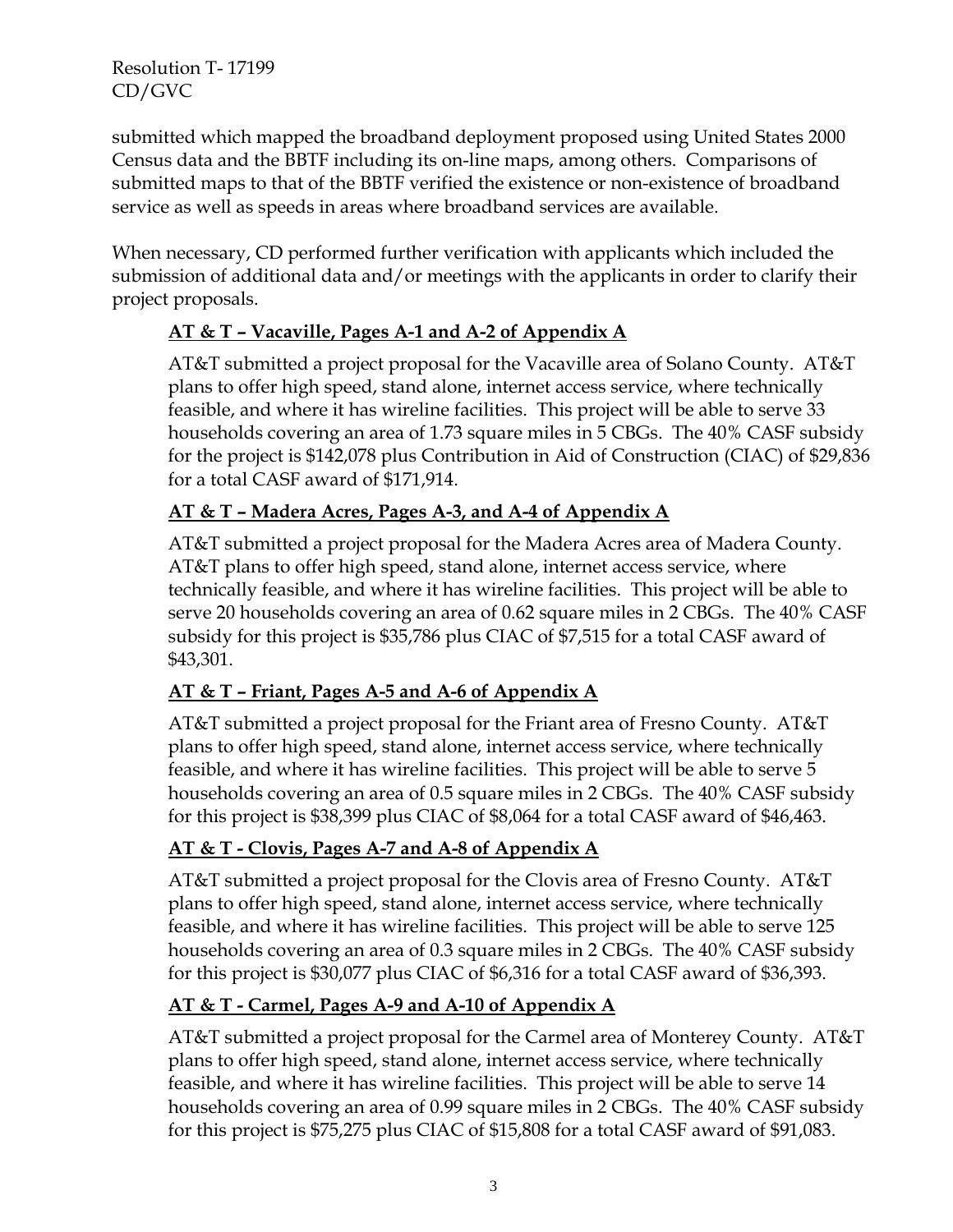submitted which mapped the broadband deployment proposed using United States 2000 Census data and the BBTF including its on-line maps, among others. Comparisons of submitted maps to that of the BBTF verified the existence or non-existence of broadband service as well as speeds in areas where broadband services are available.

When necessary, CD performed further verification with applicants which included the submission of additional data and/or meetings with the applicants in order to clarify their project proposals.

**AT & T – Vacaville, Pages A-1 and A-2 of Appendix A**

AT&T submitted a project proposal for the Vacaville area of Solano County. AT&T plans to offer high speed, stand alone, internet access service, where technically feasible, and where it has wireline facilities. This project will be able to serve 33 households covering an area of 1.73 square miles in 5 CBGs. The 40% CASF subsidy for the project is $142,078 plus Contribution in Aid of Construction (CIAC) of $29,836 for a total CASF award of $171,914.

**AT & T – Madera Acres, Pages A-3, and A-4 of Appendix A**

AT&T submitted a project proposal for the Madera Acres area of Madera County. AT&T plans to offer high speed, stand alone, internet access service, where technically feasible, and where it has wireline facilities. This project will be able to serve 20 households covering an area of 0.62 square miles in 2 CBGs. The 40% CASF subsidy for this project is $35,786 plus CIAC of $7,515 for a total CASF award of $43,301.

**AT & T – Friant, Pages A-5 and A-6 of Appendix A**

AT&T submitted a project proposal for the Friant area of Fresno County. AT&T plans to offer high speed, stand alone, internet access service, where technically feasible, and where it has wireline facilities. This project will be able to serve 5 households covering an area of 0.5 square miles in 2 CBGs. The 40% CASF subsidy for this project is $38,399 plus CIAC of $8,064 for a total CASF award of $46,463.

**AT & T - Clovis, Pages A-7 and A-8 of Appendix A**

AT&T submitted a project proposal for the Clovis area of Fresno County. AT&T plans to offer high speed, stand alone, internet access service, where technically feasible, and where it has wireline facilities. This project will be able to serve 125 households covering an area of 0.3 square miles in 2 CBGs. The 40% CASF subsidy for this project is $30,077 plus CIAC of $6,316 for a total CASF award of $36,393.

**AT & T - Carmel, Pages A-9 and A-10 of Appendix A**

AT&T submitted a project proposal for the Carmel area of Monterey County. AT&T plans to offer high speed, stand alone, internet access service, where technically feasible, and where it has wireline facilities. This project will be able to serve 14 households covering an area of 0.99 square miles in 2 CBGs. The 40% CASF subsidy for this project is $75,275 plus CIAC of $15,808 for a total CASF award of $91,083.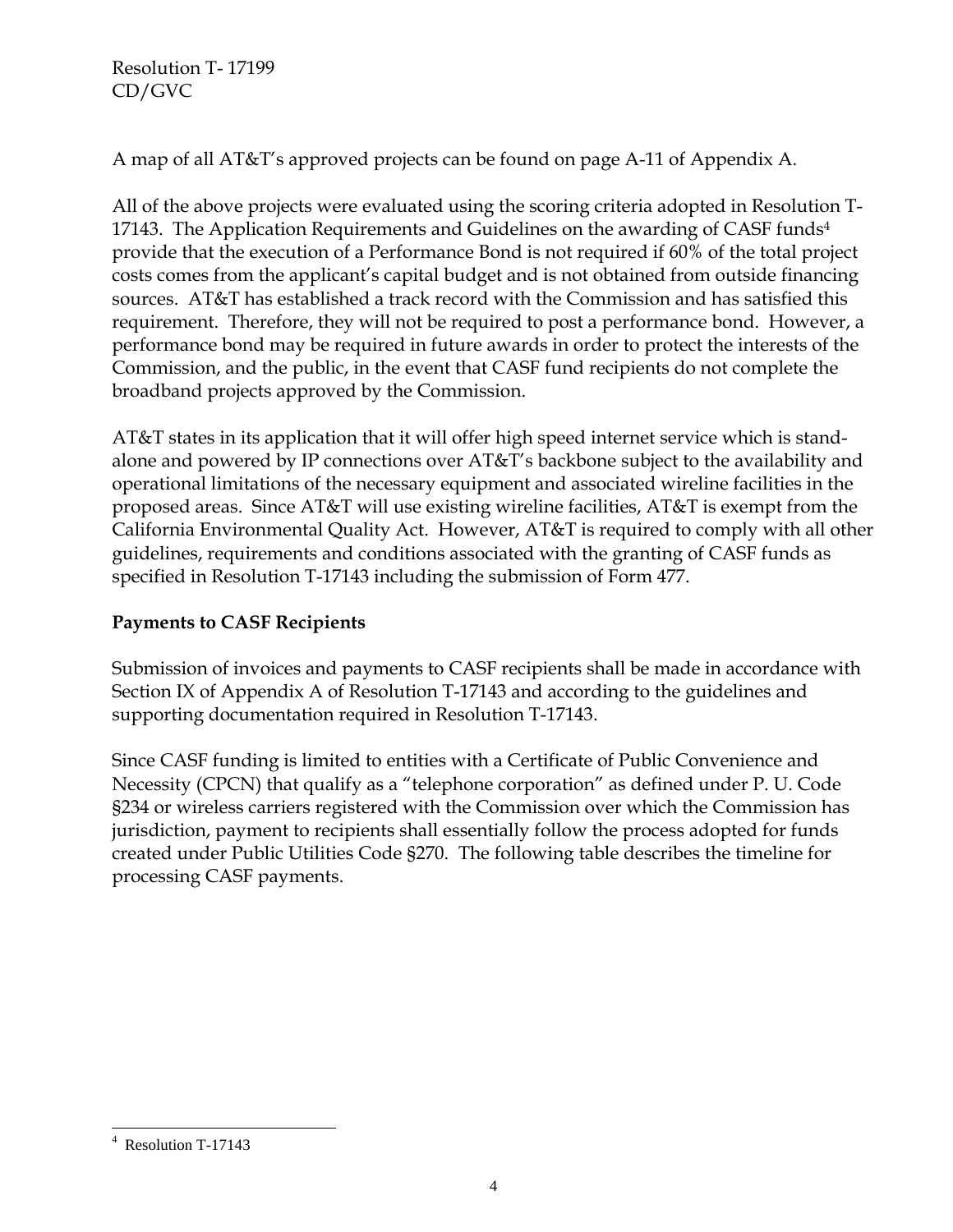A map of all AT&T's approved projects can be found on page A-11 of Appendix A.

All of the above projects were evaluated using the scoring criteria adopted in Resolution T-17143. The Application Requirements and Guidelines on the awarding of CASF funds[4] provide that the execution of a Performance Bond is not required if 60% of the total project costs comes from the applicant's capital budget and is not obtained from outside financing sources. AT&T has established a track record with the Commission and has satisfied this requirement. Therefore, they will not be required to post a performance bond. However, a performance bond may be required in future awards in order to protect the interests of the Commission, and the public, in the event that CASF fund recipients do not complete the broadband projects approved by the Commission.

AT&T states in its application that it will offer high speed internet service which is stand-alone and powered by IP connections over AT&T's backbone subject to the availability and operational limitations of the necessary equipment and associated wireline facilities in the proposed areas. Since AT&T will use existing wireline facilities, AT&T is exempt from the California Environmental Quality Act. However, AT&T is required to comply with all other guidelines, requirements and conditions associated with the granting of CASF funds as specified in Resolution T-17143 including the submission of Form 477.

**Payments to CASF Recipients**

Submission of invoices and payments to CASF recipients shall be made in accordance with Section IX of Appendix A of Resolution T-17143 and according to the guidelines and supporting documentation required in Resolution T-17143.

Since CASF funding is limited to entities with a Certificate of Public Convenience and Necessity (CPCN) that qualify as a "telephone corporation" as defined under P. U. Code §234 or wireless carriers registered with the Commission over which the Commission has jurisdiction, payment to recipients shall essentially follow the process adopted for funds created under Public Utilities Code §270. The following table describes the timeline for processing CASF payments.

[4] Resolution T-17143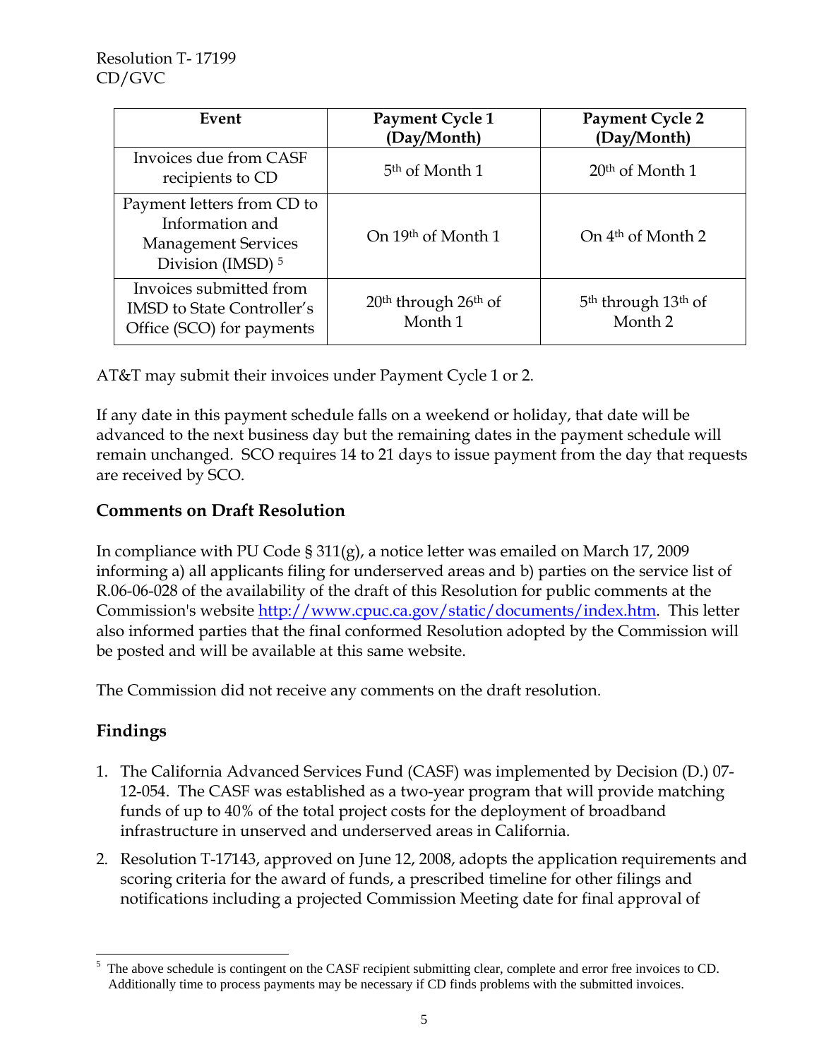| Event | Payment Cycle 1 (Day/Month) | Payment Cycle 2 (Day/Month) |
|---|---|---|
| Invoices due from CASF recipients to CD | 5th of Month 1 | 20th of Month 1 |
| Payment letters from CD to Information and Management Services Division (IMSD) [5] | On 19th of Month 1 | On 4th of Month 2 |
| Invoices submitted from IMSD to State Controller's Office (SCO) for payments | 20th through 26th of Month 1 | 5th through 13th of Month 2 |

AT&T may submit their invoices under Payment Cycle 1 or 2.

If any date in this payment schedule falls on a weekend or holiday, that date will be advanced to the next business day but the remaining dates in the payment schedule will remain unchanged. SCO requires 14 to 21 days to issue payment from the day that requests are received by SCO.

## Comments on Draft Resolution

In compliance with PU Code § 311(g), a notice letter was emailed on March 17, 2009 informing a) all applicants filing for underserved areas and b) parties on the service list of R.06-06-028 of the availability of the draft of this Resolution for public comments at the Commission's website http://www.cpuc.ca.gov/static/documents/index.htm. This letter also informed parties that the final conformed Resolution adopted by the Commission will be posted and will be available at this same website.

The Commission did not receive any comments on the draft resolution.

## Findings

1. The California Advanced Services Fund (CASF) was implemented by Decision (D.) 07-12-054. The CASF was established as a two-year program that will provide matching funds of up to 40% of the total project costs for the deployment of broadband infrastructure in unserved and underserved areas in California.
2. Resolution T-17143, approved on June 12, 2008, adopts the application requirements and scoring criteria for the award of funds, a prescribed timeline for other filings and notifications including a projected Commission Meeting date for final approval of

[5] The above schedule is contingent on the CASF recipient submitting clear, complete and error free invoices to CD. Additionally time to process payments may be necessary if CD finds problems with the submitted invoices.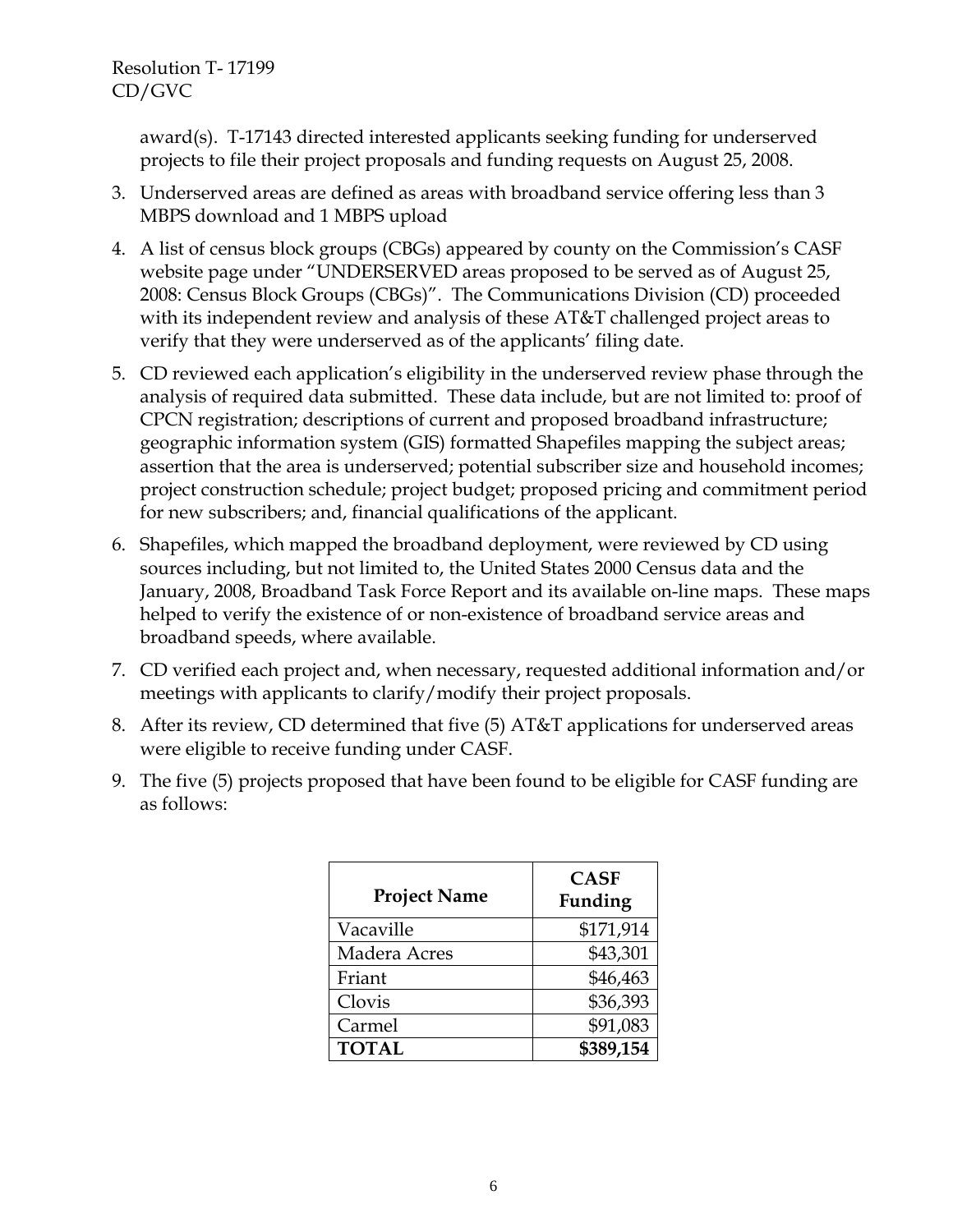award(s). T-17143 directed interested applicants seeking funding for underserved projects to file their project proposals and funding requests on August 25, 2008.

3. Underserved areas are defined as areas with broadband service offering less than 3 MBPS download and 1 MBPS upload
4. A list of census block groups (CBGs) appeared by county on the Commission's CASF website page under "UNDERSERVED areas proposed to be served as of August 25, 2008: Census Block Groups (CBGs)". The Communications Division (CD) proceeded with its independent review and analysis of these AT&T challenged project areas to verify that they were underserved as of the applicants' filing date.
5. CD reviewed each application's eligibility in the underserved review phase through the analysis of required data submitted. These data include, but are not limited to: proof of CPCN registration; descriptions of current and proposed broadband infrastructure; geographic information system (GIS) formatted Shapefiles mapping the subject areas; assertion that the area is underserved; potential subscriber size and household incomes; project construction schedule; project budget; proposed pricing and commitment period for new subscribers; and, financial qualifications of the applicant.
6. Shapefiles, which mapped the broadband deployment, were reviewed by CD using sources including, but not limited to, the United States 2000 Census data and the January, 2008, Broadband Task Force Report and its available on-line maps. These maps helped to verify the existence of or non-existence of broadband service areas and broadband speeds, where available.
7. CD verified each project and, when necessary, requested additional information and/or meetings with applicants to clarify/modify their project proposals.
8. After its review, CD determined that five (5) AT&T applications for underserved areas were eligible to receive funding under CASF.
9. The five (5) projects proposed that have been found to be eligible for CASF funding are as follows:

| Project Name | CASF Funding |
|---|---|
| Vacaville | $171,914 |
| Madera Acres | $43,301 |
| Friant | $46,463 |
| Clovis | $36,393 |
| Carmel | $91,083 |
| **TOTAL** | **$389,154** |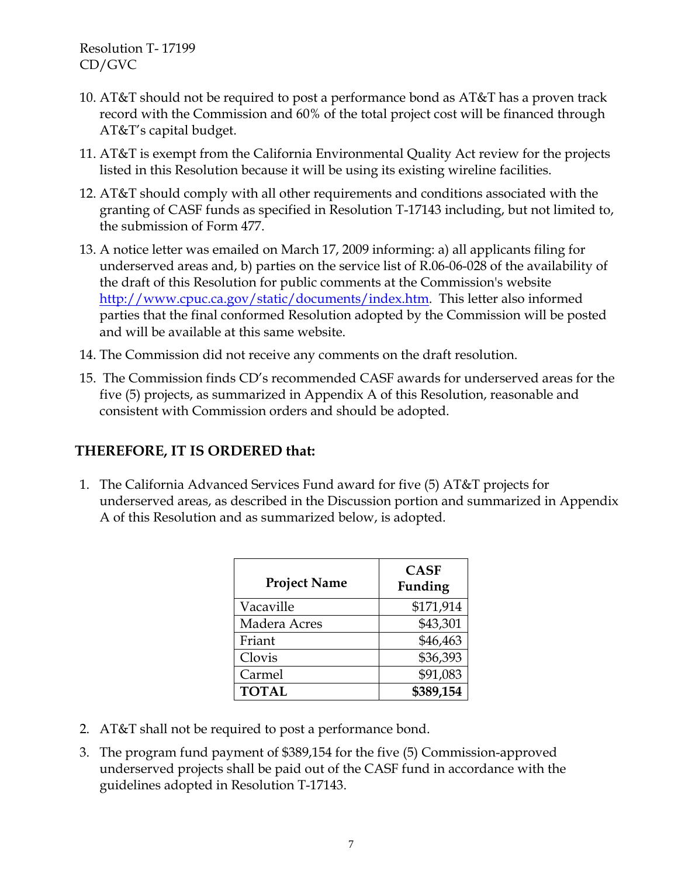10. AT&T should not be required to post a performance bond as AT&T has a proven track record with the Commission and 60% of the total project cost will be financed through AT&T's capital budget.

11. AT&T is exempt from the California Environmental Quality Act review for the projects listed in this Resolution because it will be using its existing wireline facilities.

12. AT&T should comply with all other requirements and conditions associated with the granting of CASF funds as specified in Resolution T-17143 including, but not limited to, the submission of Form 477.

13. A notice letter was emailed on March 17, 2009 informing: a) all applicants filing for underserved areas and, b) parties on the service list of R.06-06-028 of the availability of the draft of this Resolution for public comments at the Commission's website http://www.cpuc.ca.gov/static/documents/index.htm. This letter also informed parties that the final conformed Resolution adopted by the Commission will be posted and will be available at this same website.

14. The Commission did not receive any comments on the draft resolution.

15. The Commission finds CD's recommended CASF awards for underserved areas for the five (5) projects, as summarized in Appendix A of this Resolution, reasonable and consistent with Commission orders and should be adopted.

## THEREFORE, IT IS ORDERED that:

1. The California Advanced Services Fund award for five (5) AT&T projects for underserved areas, as described in the Discussion portion and summarized in Appendix A of this Resolution and as summarized below, is adopted.

| Project Name | CASF Funding |
|---|---|
| Vacaville | $171,914 |
| Madera Acres | $43,301 |
| Friant | $46,463 |
| Clovis | $36,393 |
| Carmel | $91,083 |
| **TOTAL** | **$389,154** |

2. AT&T shall not be required to post a performance bond.

3. The program fund payment of $389,154 for the five (5) Commission-approved underserved projects shall be paid out of the CASF fund in accordance with the guidelines adopted in Resolution T-17143.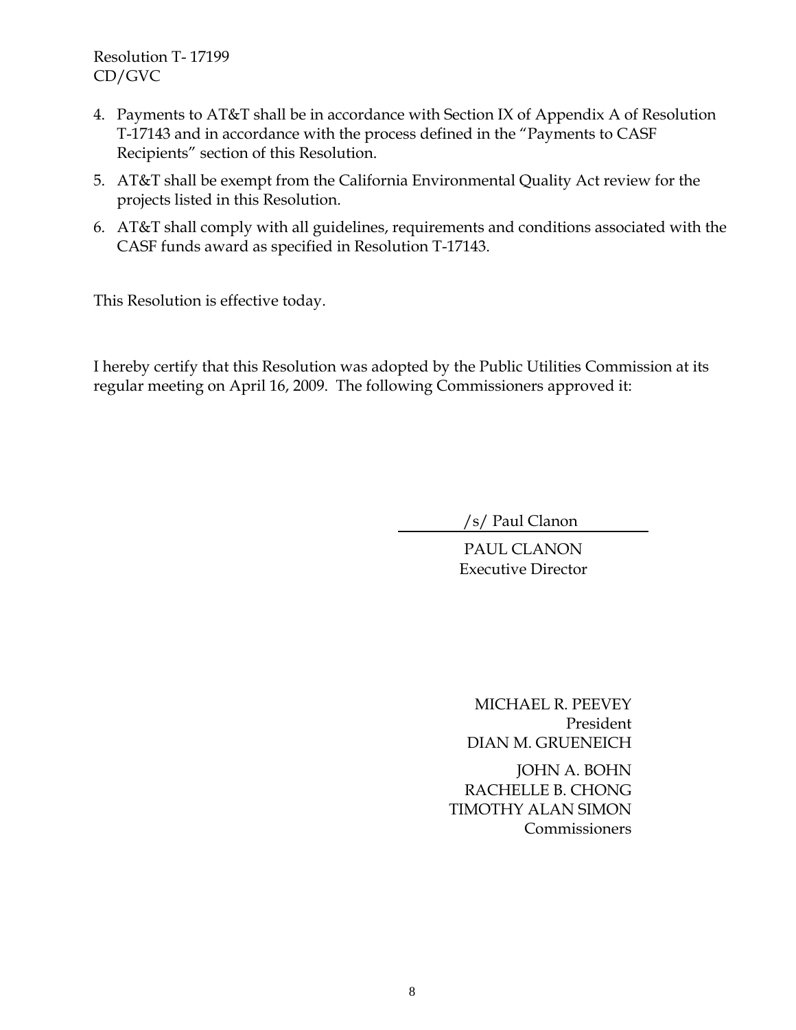4. Payments to AT&T shall be in accordance with Section IX of Appendix A of Resolution T-17143 and in accordance with the process defined in the "Payments to CASF Recipients" section of this Resolution.
5. AT&T shall be exempt from the California Environmental Quality Act review for the projects listed in this Resolution.
6. AT&T shall comply with all guidelines, requirements and conditions associated with the CASF funds award as specified in Resolution T-17143.

This Resolution is effective today.

I hereby certify that this Resolution was adopted by the Public Utilities Commission at its regular meeting on April 16, 2009. The following Commissioners approved it:

/s/ Paul Clanon

PAUL CLANON
Executive Director

MICHAEL R. PEEVEY
President
DIAN M. GRUENEICH
JOHN A. BOHN
RACHELLE B. CHONG
TIMOTHY ALAN SIMON
Commissioners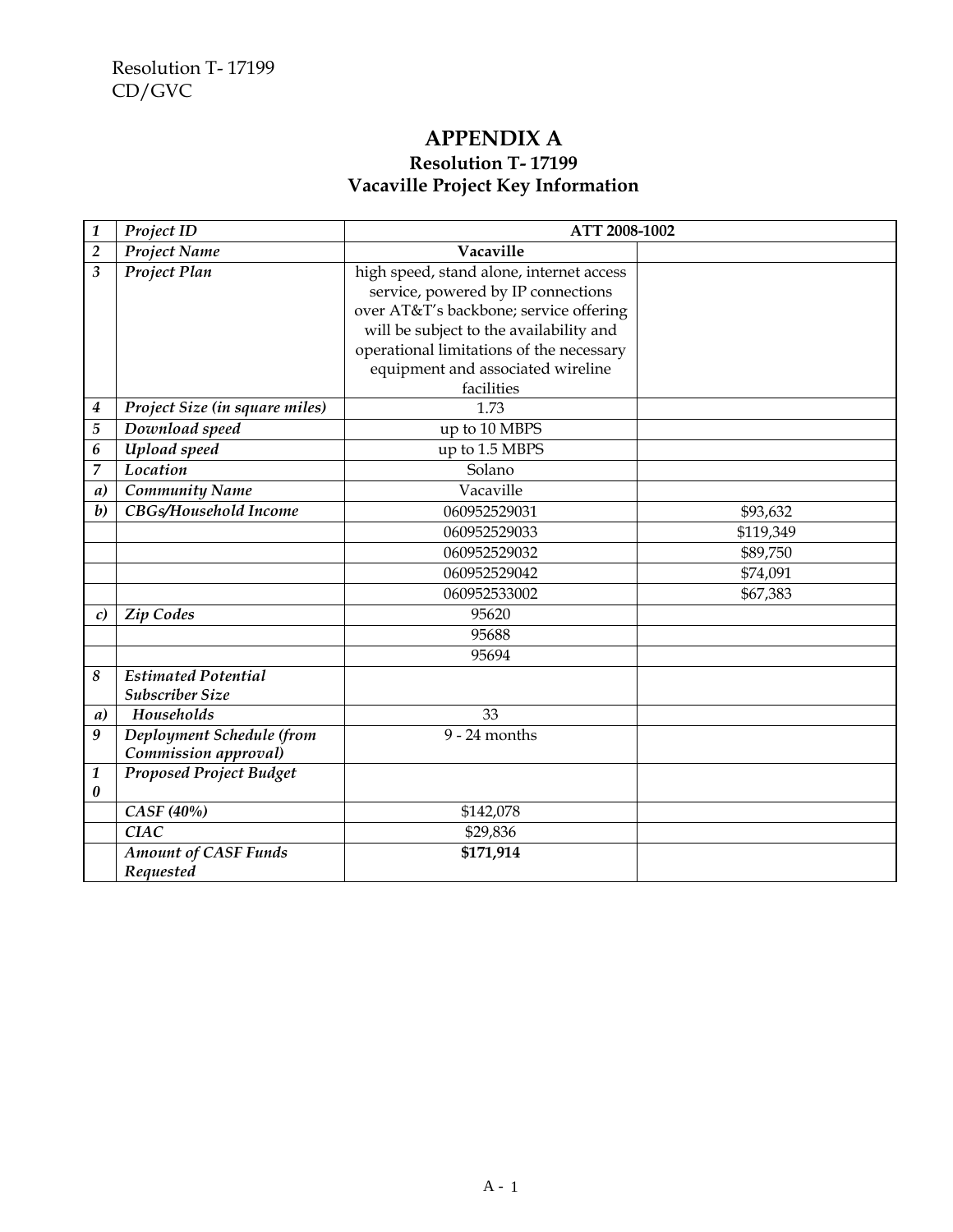Resolution T- 17199
CD/GVC

# APPENDIX A
## Resolution T- 17199
## Vacaville Project Key Information

| | | | |
|---|---|---|---|
| *1* | *Project ID* | **ATT 2008-1002** | |
| *2* | *Project Name* | **Vacaville** | |
| *3* | *Project Plan* | high speed, stand alone, internet access service, powered by IP connections over AT&T's backbone; service offering will be subject to the availability and operational limitations of the necessary equipment and associated wireline facilities | |
| *4* | *Project Size (in square miles)* | 1.73 | |
| *5* | *Download speed* | up to 10 MBPS | |
| *6* | *Upload speed* | up to 1.5 MBPS | |
| *7* | *Location* | Solano | |
| *a)* | *Community Name* | Vacaville | |
| *b)* | *CBGs/Household Income* | 060952529031 | $93,632 |
| | | 060952529033 | $119,349 |
| | | 060952529032 | $89,750 |
| | | 060952529042 | $74,091 |
| | | 060952533002 | $67,383 |
| *c)* | *Zip Codes* | 95620 | |
| | | 95688 | |
| | | 95694 | |
| *8* | *Estimated Potential Subscriber Size* | | |
| *a)* | *Households* | 33 | |
| *9* | *Deployment Schedule (from Commission approval)* | 9 - 24 months | |
| *10* | *Proposed Project Budget* | | |
| | *CASF (40%)* | $142,078 | |
| | *CIAC* | $29,836 | |
| | *Amount of CASF Funds Requested* | **$171,914** | |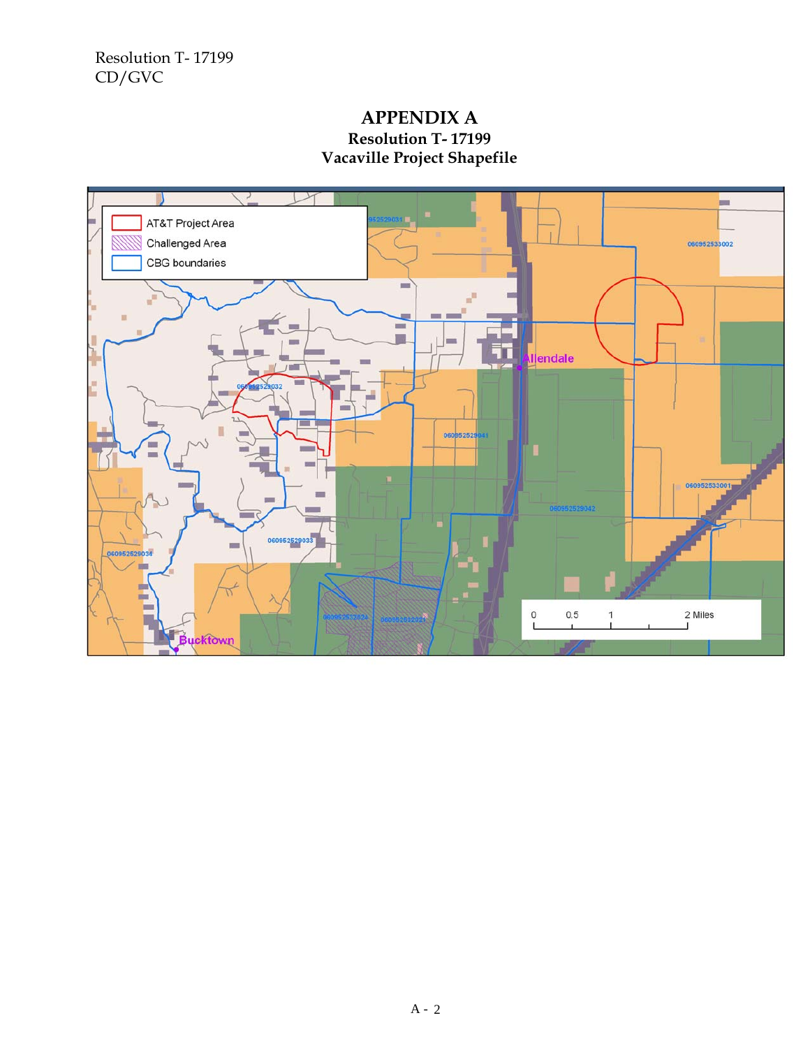# APPENDIX A

## Resolution T- 17199

## Vacaville Project Shapefile

AT&T Project Area

Challenged Area

CBG boundaries

952529031

060952533002

Allendale

060952529032

060952529041

060952533001

060952529042

060952529033

060952529034

060952532024

060952532021

Bucktown

0 0.5 1 2 Miles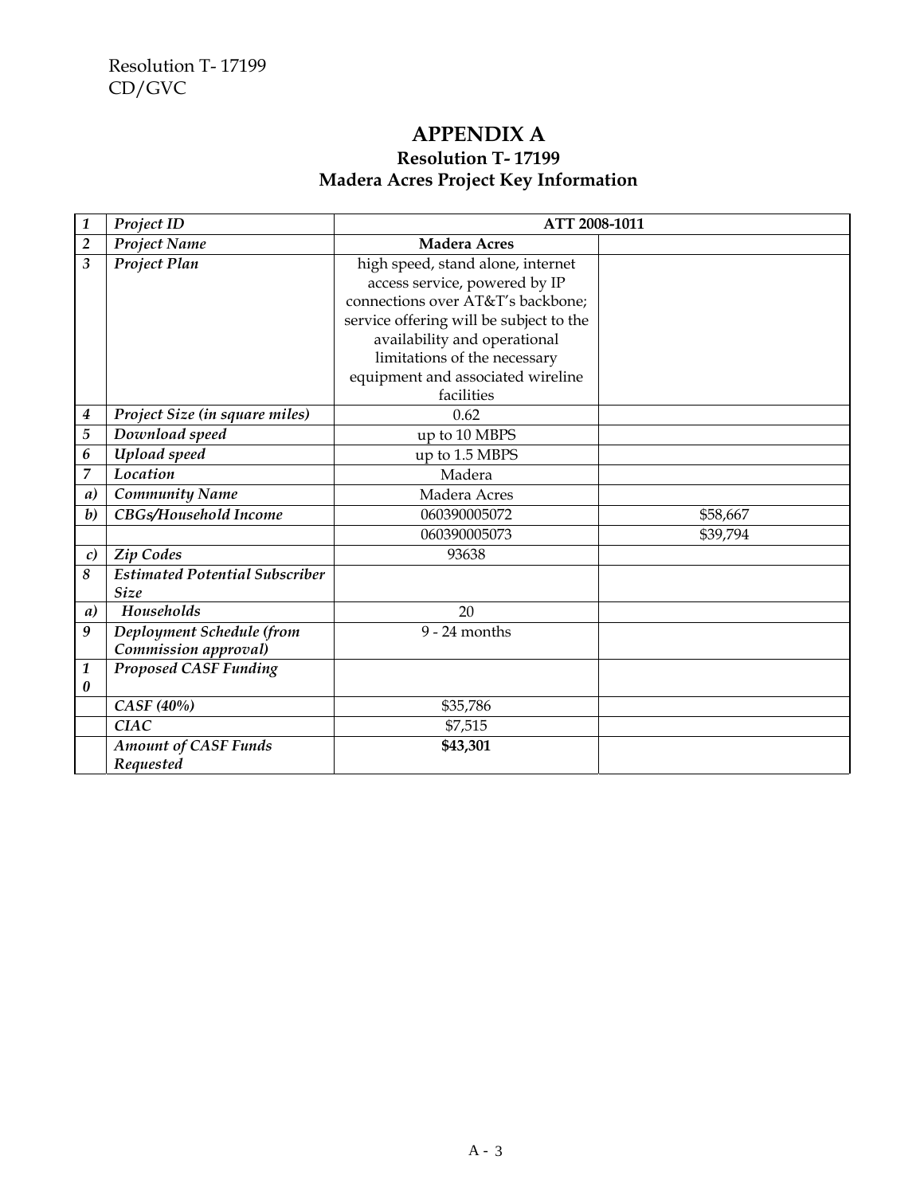Resolution T- 17199
CD/GVC

# APPENDIX A
## Resolution T- 17199
## Madera Acres Project Key Information

| | | | |
|---|---|---|---|
| *1* | *Project ID* | **ATT 2008-1011** | |
| *2* | *Project Name* | **Madera Acres** | |
| *3* | *Project Plan* | high speed, stand alone, internet access service, powered by IP connections over AT&T's backbone; service offering will be subject to the availability and operational limitations of the necessary equipment and associated wireline facilities | |
| *4* | *Project Size (in square miles)* | 0.62 | |
| *5* | *Download speed* | up to 10 MBPS | |
| *6* | *Upload speed* | up to 1.5 MBPS | |
| *7* | *Location* | Madera | |
| *a)* | *Community Name* | Madera Acres | |
| *b)* | *CBGs/Household Income* | 060390005072 | $58,667 |
| | | 060390005073 | $39,794 |
| *c)* | *Zip Codes* | 93638 | |
| *8* | *Estimated Potential Subscriber Size* | | |
| *a)* | *Households* | 20 | |
| *9* | *Deployment Schedule (from Commission approval)* | 9 - 24 months | |
| *10* | *Proposed CASF Funding* | | |
| | *CASF (40%)* | $35,786 | |
| | *CIAC* | $7,515 | |
| | *Amount of CASF Funds Requested* | **$43,301** | |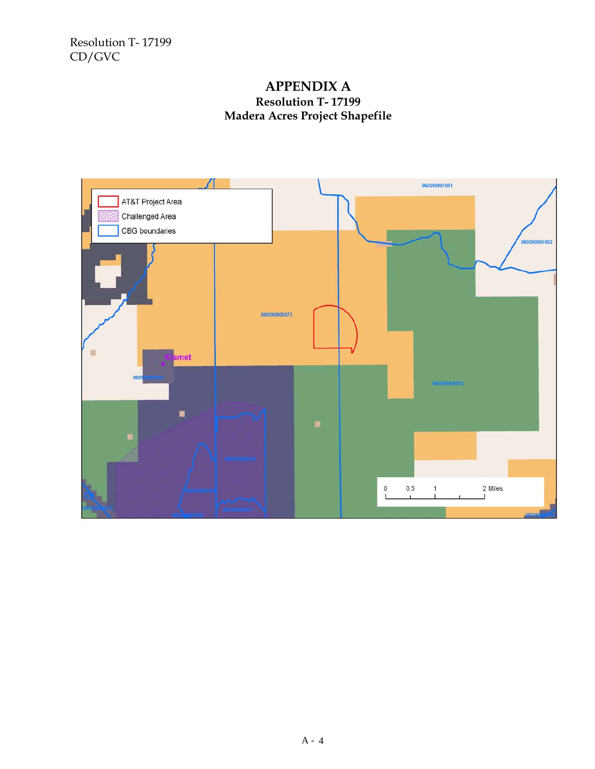# APPENDIX A

## Resolution T- 17199

## Madera Acres Project Shapefile

AT&T Project Area

Challenged Area

CBG boundaries

060390001051

060390001052

060390005073

060390005072

Kismet

0 0.5 1 2 Miles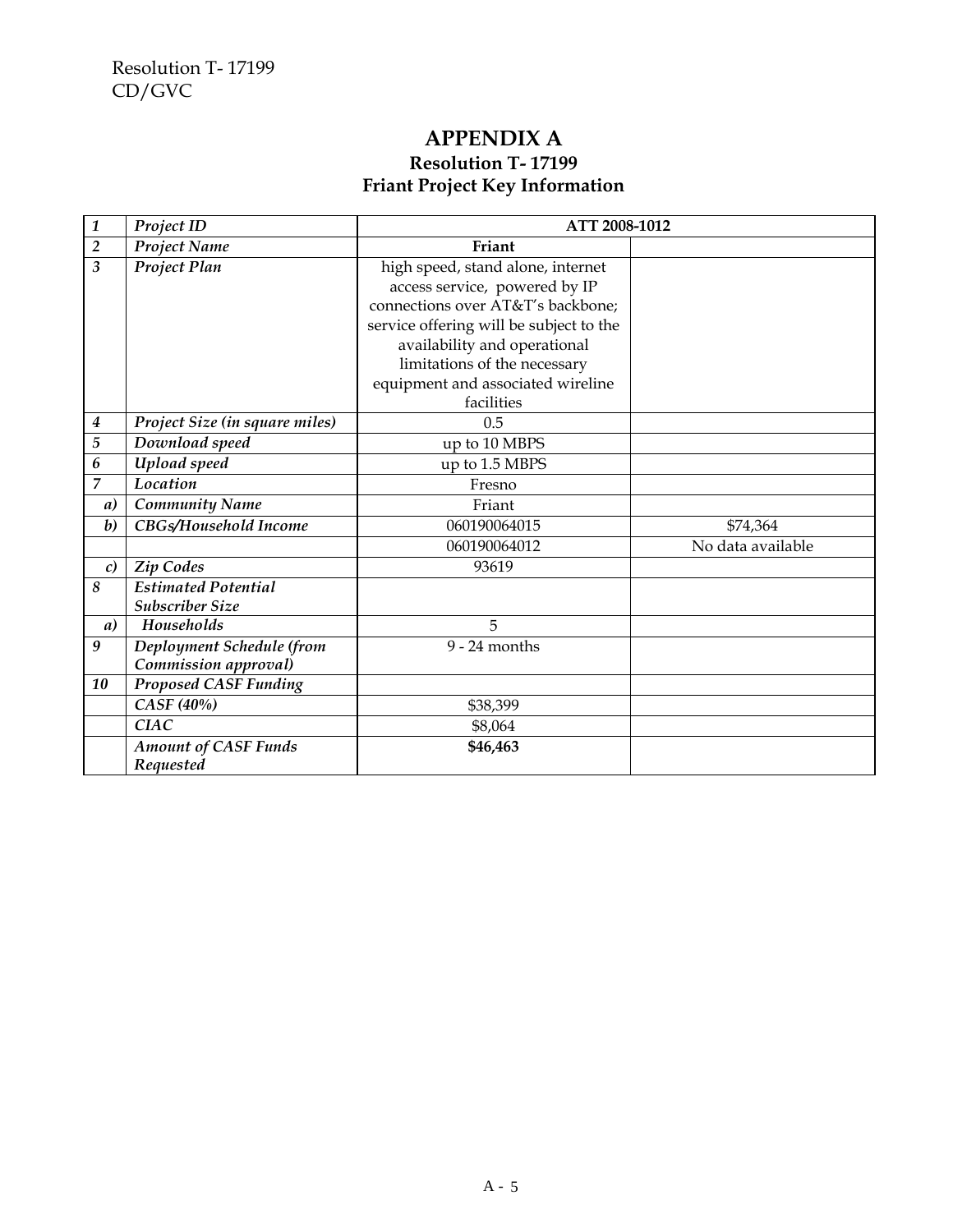Resolution T- 17199
CD/GVC

# APPENDIX A

## Resolution T- 17199

## Friant Project Key Information

| | | | |
|---|---|---|---|
| *1* | *Project ID* | **ATT 2008-1012** | |
| *2* | *Project Name* | **Friant** | |
| *3* | *Project Plan* | high speed, stand alone, internet access service, powered by IP connections over AT&T's backbone; service offering will be subject to the availability and operational limitations of the necessary equipment and associated wireline facilities | |
| *4* | *Project Size (in square miles)* | 0.5 | |
| *5* | *Download speed* | up to 10 MBPS | |
| *6* | *Upload speed* | up to 1.5 MBPS | |
| *7* | *Location* | Fresno | |
| *a)* | *Community Name* | Friant | |
| *b)* | *CBGs/Household Income* | 060190064015 | $74,364 |
| | | 060190064012 | No data available |
| *c)* | *Zip Codes* | 93619 | |
| *8* | *Estimated Potential Subscriber Size* | | |
| *a)* | *Households* | 5 | |
| *9* | *Deployment Schedule (from Commission approval)* | 9 - 24 months | |
| *10* | *Proposed CASF Funding* | | |
| | *CASF (40%)* | $38,399 | |
| | *CIAC* | $8,064 | |
| | *Amount of CASF Funds Requested* | **$46,463** | |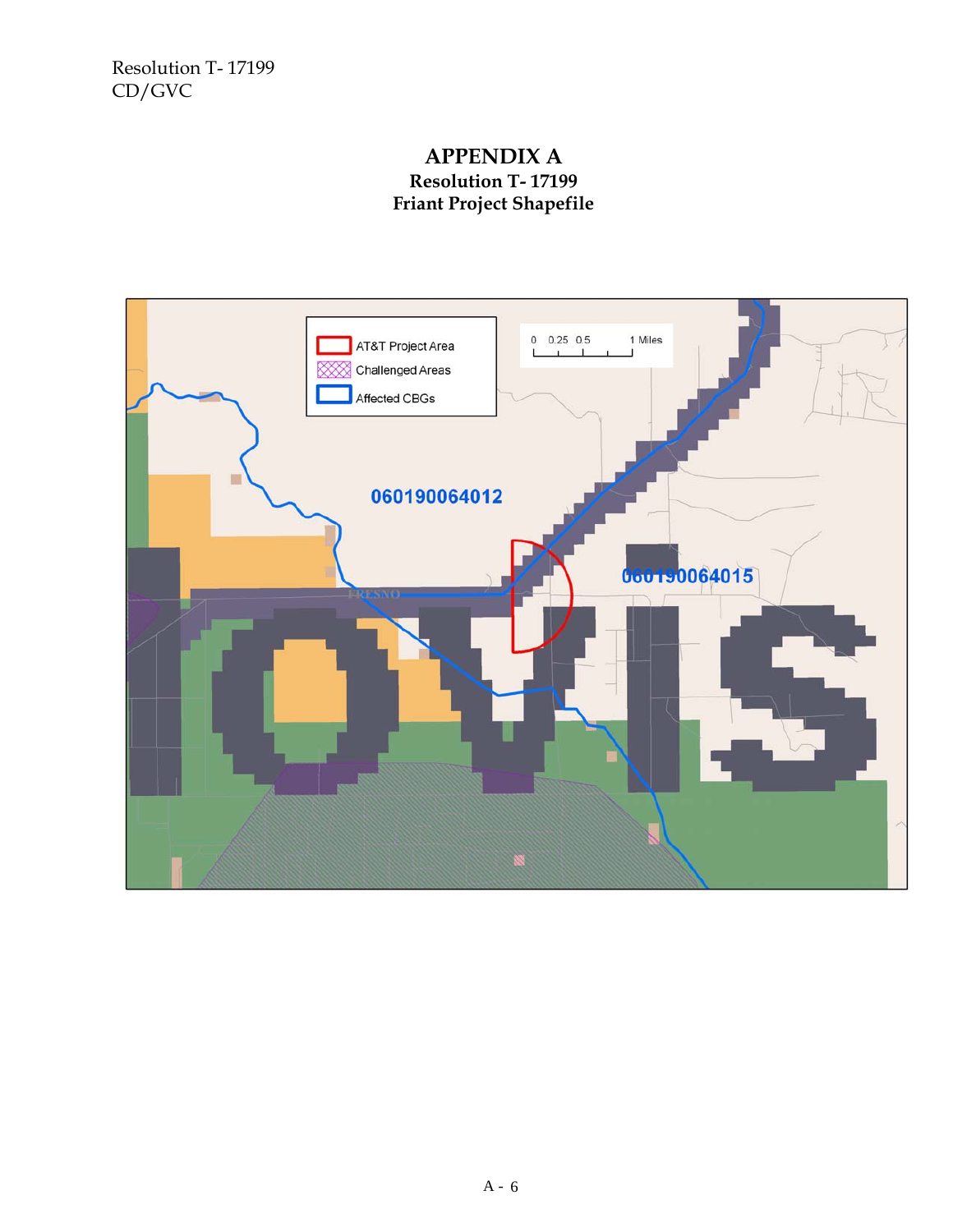Resolution T- 17199
CD/GVC

# APPENDIX A
## Resolution T- 17199
## Friant Project Shapefile

AT&T Project Area
Challenged Areas
Affected CBGs

0 0.25 0.5 1 Miles

060190064012

060190064015

FRESNO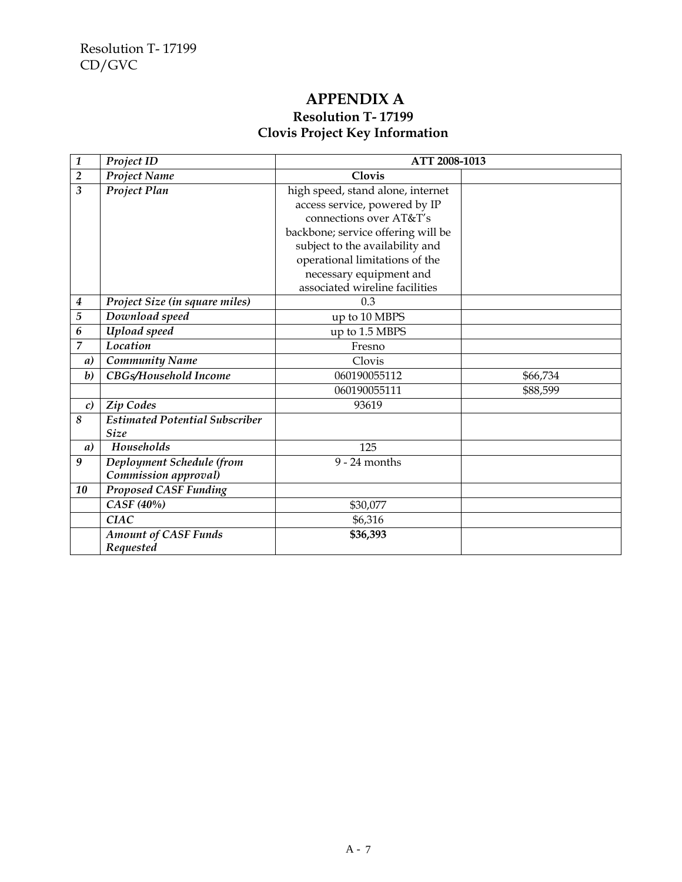# APPENDIX A

## Resolution T- 17199

## Clovis Project Key Information

| | | | |
|---|---|---|---|
| ***1*** | ***Project ID*** | **ATT 2008-1013** | |
| ***2*** | ***Project Name*** | **Clovis** | |
| ***3*** | ***Project Plan*** | high speed, stand alone, internet access service, powered by IP connections over AT&T's backbone; service offering will be subject to the availability and operational limitations of the necessary equipment and associated wireline facilities | |
| ***4*** | ***Project Size (in square miles)*** | 0.3 | |
| ***5*** | ***Download speed*** | up to 10 MBPS | |
| ***6*** | ***Upload speed*** | up to 1.5 MBPS | |
| ***7*** | ***Location*** | Fresno | |
| ***a)*** | ***Community Name*** | Clovis | |
| ***b)*** | ***CBGs/Household Income*** | 060190055112 | $66,734 |
| | | 060190055111 | $88,599 |
| ***c)*** | ***Zip Codes*** | 93619 | |
| ***8*** | ***Estimated Potential Subscriber Size*** | | |
| ***a)*** | ***Households*** | 125 | |
| ***9*** | ***Deployment Schedule (from Commission approval)*** | 9 - 24 months | |
| ***10*** | ***Proposed CASF Funding*** | | |
| | ***CASF (40%)*** | $30,077 | |
| | ***CIAC*** | $6,316 | |
| | ***Amount of CASF Funds Requested*** | **$36,393** | |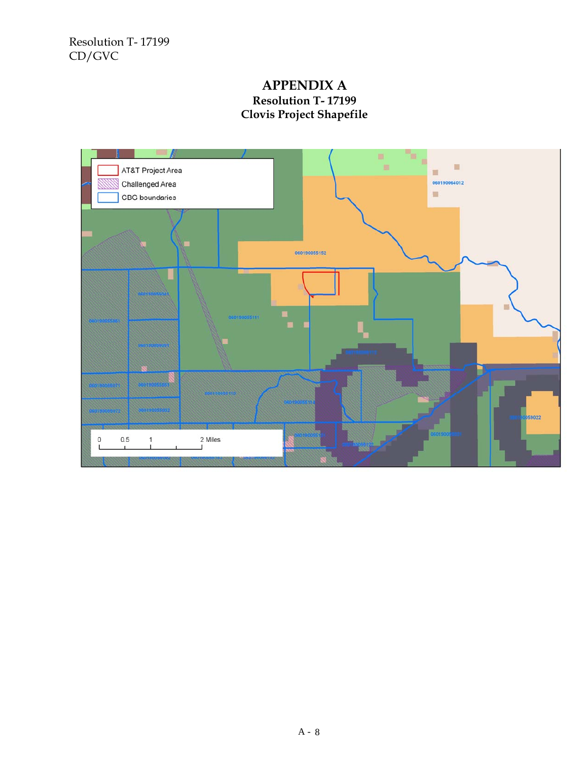# APPENDIX A

## Resolution T- 17199

## Clovis Project Shapefile

AT&T Project Area

Challenged Area

CBC boundaries

060190064012

060190055152

060190055111

060190055041

060190055061

060190055051

060190055071

060190055081

060190055112

060190055114

060190059022

060190055072

060190055082

0 0.5 1 2 Miles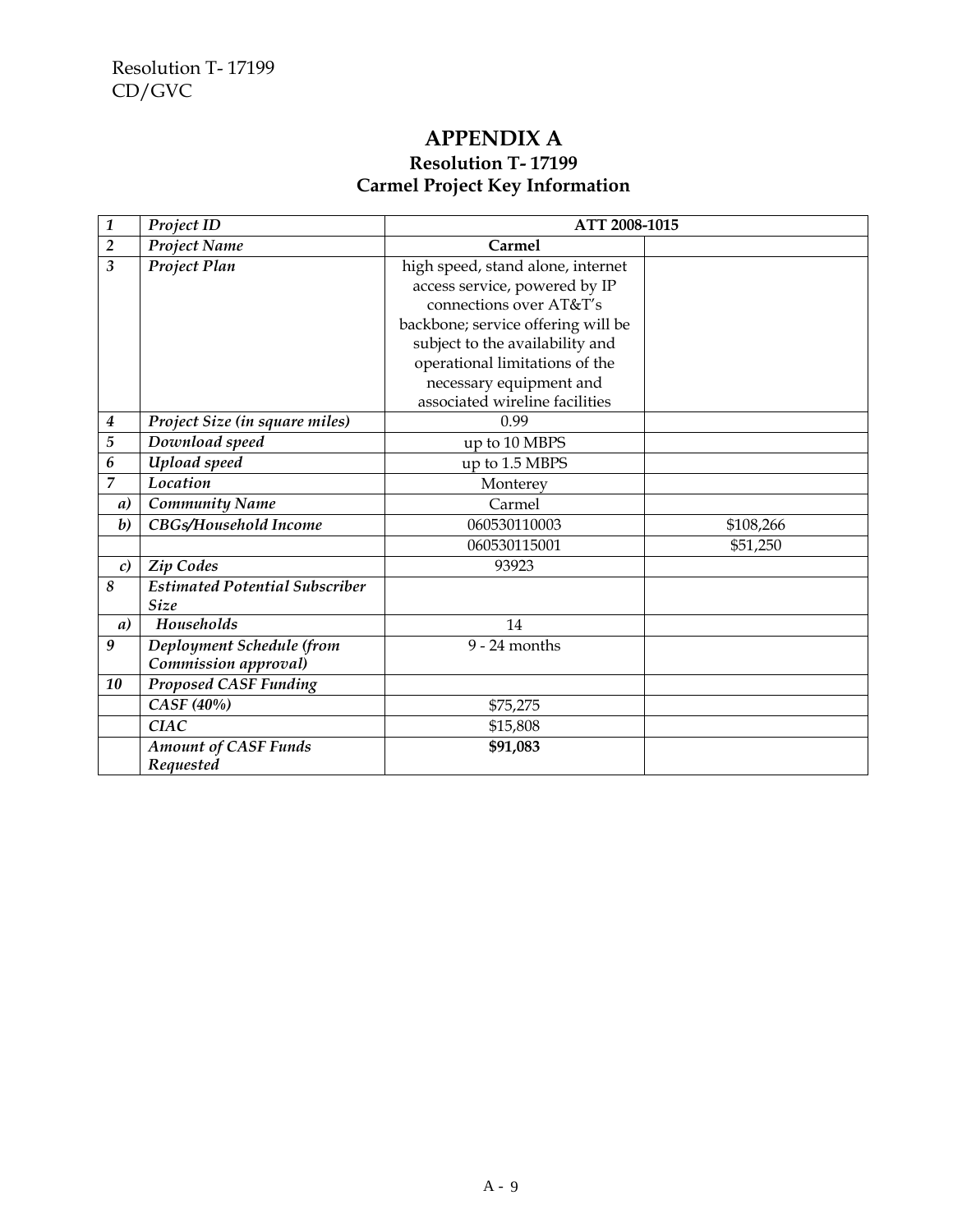Resolution T- 17199
CD/GVC

# APPENDIX A

## Resolution T- 17199

## Carmel Project Key Information

| | | | |
|---|---|---|---|
| *1* | *Project ID* | **ATT 2008-1015** | |
| *2* | *Project Name* | **Carmel** | |
| *3* | *Project Plan* | high speed, stand alone, internet access service, powered by IP connections over AT&T's backbone; service offering will be subject to the availability and operational limitations of the necessary equipment and associated wireline facilities | |
| *4* | *Project Size (in square miles)* | 0.99 | |
| *5* | *Download speed* | up to 10 MBPS | |
| *6* | *Upload speed* | up to 1.5 MBPS | |
| *7* | *Location* | Monterey | |
| *a)* | *Community Name* | Carmel | |
| *b)* | *CBGs/Household Income* | 060530110003 | $108,266 |
| | | 060530115001 | $51,250 |
| *c)* | *Zip Codes* | 93923 | |
| *8* | *Estimated Potential Subscriber Size* | | |
| *a)* | *Households* | 14 | |
| *9* | *Deployment Schedule (from Commission approval)* | 9 - 24 months | |
| *10* | *Proposed CASF Funding* | | |
| | *CASF (40%)* | $75,275 | |
| | *CIAC* | $15,808 | |
| | *Amount of CASF Funds Requested* | **$91,083** | |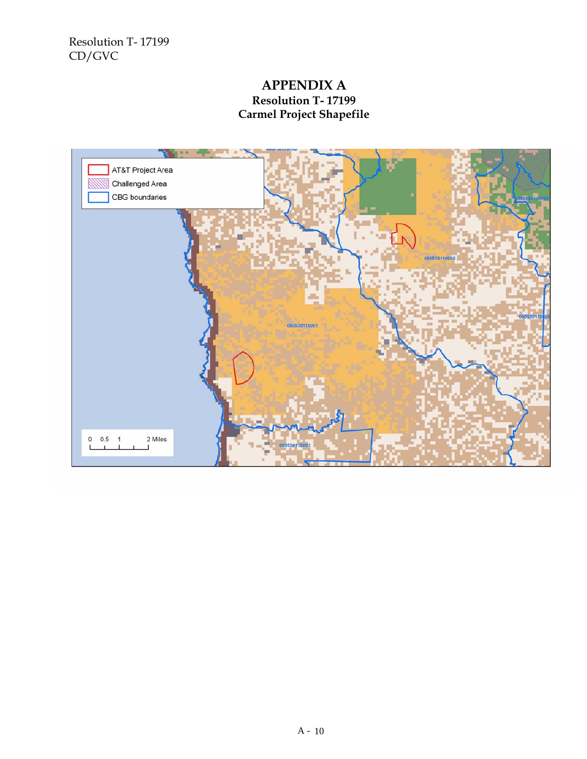# APPENDIX A

## Resolution T- 17199

## Carmel Project Shapefile

AT&T Project Area

Challenged Area

CBG boundaries

060530110003

060530115001

060530115002

060530110005

0 0.5 1 2 Miles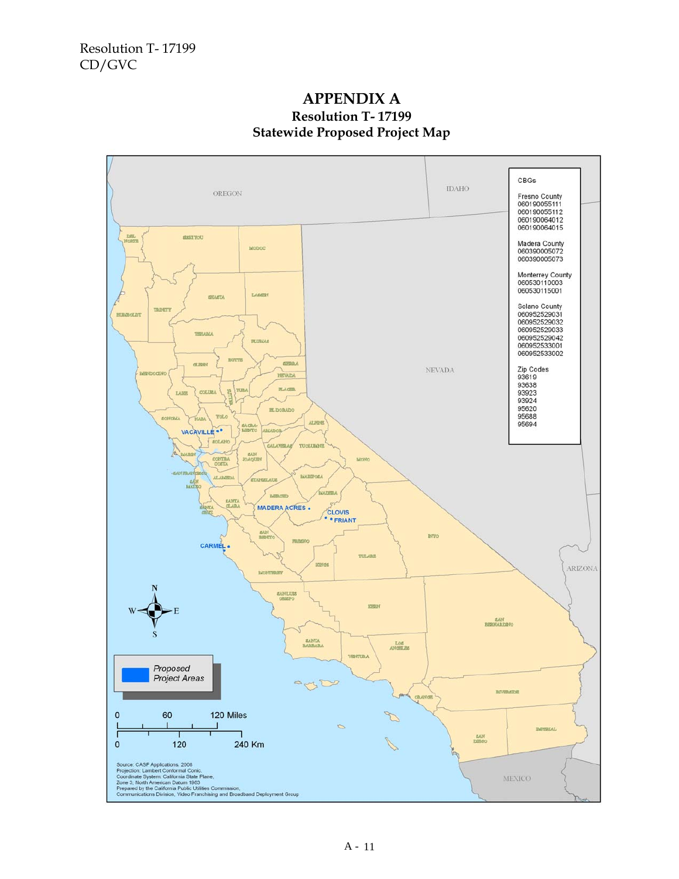# APPENDIX A

## Resolution T- 17199

## Statewide Proposed Project Map

CBGs

Fresno County
060190055111
060190055112
060190064012
060190064015

Madera County
060390005072
060390005073

Monterrey County
060530110003
060530115001

Solano County
060952529031
060952529032
060952529033
060952529042
060952533001
060952533002

Zip Codes
93619
93638
93923
93924
95620
95688
95694

VACAVILLE

MADERA ACRES

CLOVIS

FRIANT

CARMEL

Proposed Project Areas

0 60 120 Miles

0 120 240 Km

Source: CASF Applications, 2008
Projection: Lambert Conformal Conic,
Coordinate System: California State Plane,
Zone 3, North American Datum 1983
Prepared by the California Public Utilities Commission,
Communications Division, Video Franchising and Broadband Deployment Group